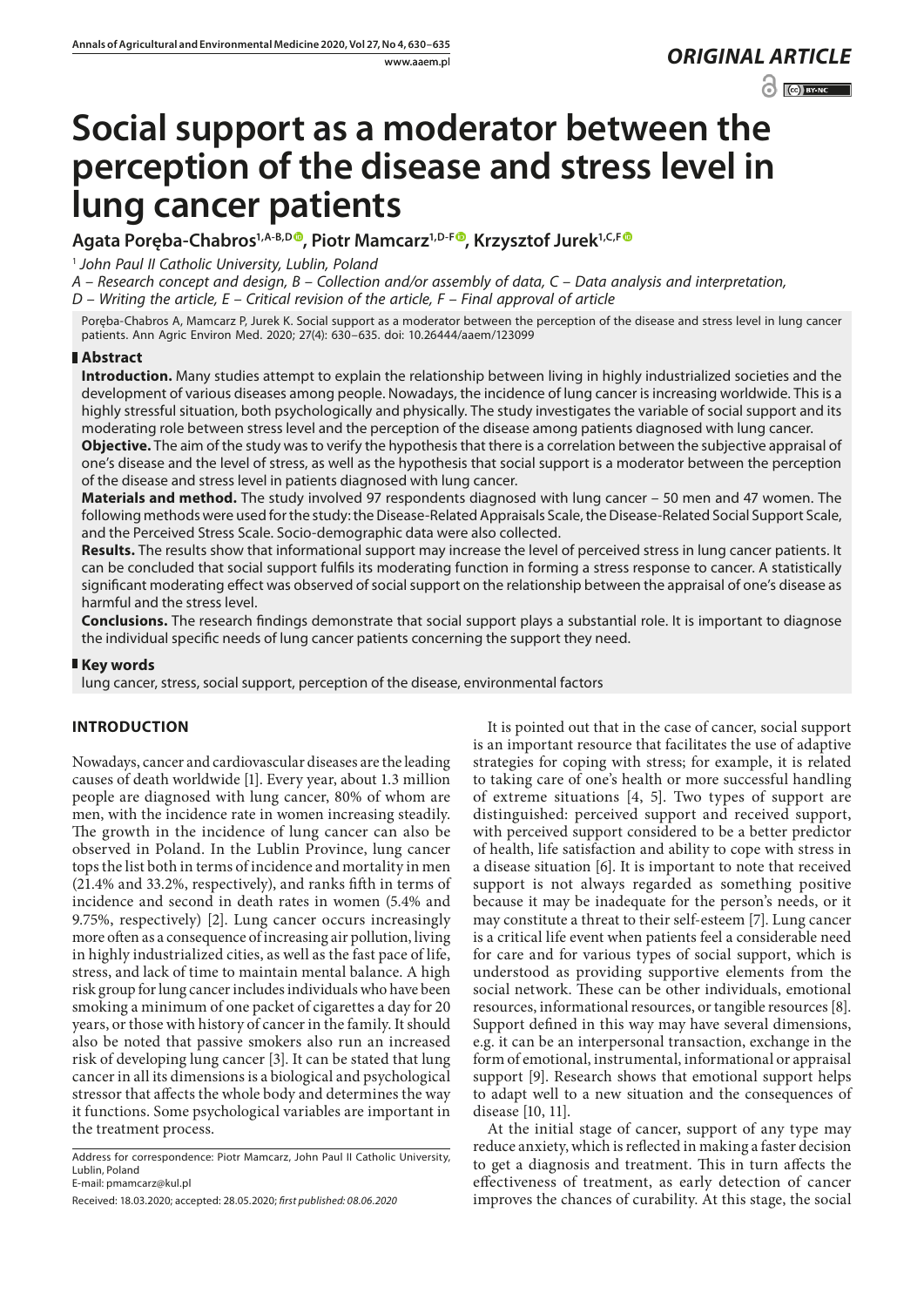*ORIGINAL ARTICLE*

# Social support as a moderator between the perception of the disease and stress level in lung cancer patients

**Agata Poręba-Chabros[1,A-B,D], Piotr Mamcarz[1,D-F], Krzysztof Jurek[1,C,F]**

[1] *John Paul II Catholic University, Lublin, Poland*

*A – Research concept and design, B – Collection and/or assembly of data, C – Data analysis and interpretation, D – Writing the article, E – Critical revision of the article, F – Final approval of article*

Poręba-Chabros A, Mamcarz P, Jurek K. Social support as a moderator between the perception of the disease and stress level in lung cancer patients. Ann Agric Environ Med. 2020; 27(4): 630–635. doi: 10.26444/aaem/123099

## Abstract

**Introduction.** Many studies attempt to explain the relationship between living in highly industrialized societies and the development of various diseases among people. Nowadays, the incidence of lung cancer is increasing worldwide. This is a highly stressful situation, both psychologically and physically. The study investigates the variable of social support and its moderating role between stress level and the perception of the disease among patients diagnosed with lung cancer.

**Objective.** The aim of the study was to verify the hypothesis that there is a correlation between the subjective appraisal of one's disease and the level of stress, as well as the hypothesis that social support is a moderator between the perception of the disease and stress level in patients diagnosed with lung cancer.

**Materials and method.** The study involved 97 respondents diagnosed with lung cancer – 50 men and 47 women. The following methods were used for the study: the Disease-Related Appraisals Scale, the Disease-Related Social Support Scale, and the Perceived Stress Scale. Socio-demographic data were also collected.

**Results.** The results show that informational support may increase the level of perceived stress in lung cancer patients. It can be concluded that social support fulfils its moderating function in forming a stress response to cancer. A statistically significant moderating effect was observed of social support on the relationship between the appraisal of one's disease as harmful and the stress level.

**Conclusions.** The research findings demonstrate that social support plays a substantial role. It is important to diagnose the individual specific needs of lung cancer patients concerning the support they need.

## Key words

lung cancer, stress, social support, perception of the disease, environmental factors

## INTRODUCTION

Nowadays, cancer and cardiovascular diseases are the leading causes of death worldwide [1]. Every year, about 1.3 million people are diagnosed with lung cancer, 80% of whom are men, with the incidence rate in women increasing steadily. The growth in the incidence of lung cancer can also be observed in Poland. In the Lublin Province, lung cancer tops the list both in terms of incidence and mortality in men (21.4% and 33.2%, respectively), and ranks fifth in terms of incidence and second in death rates in women (5.4% and 9.75%, respectively) [2]. Lung cancer occurs increasingly more often as a consequence of increasing air pollution, living in highly industrialized cities, as well as the fast pace of life, stress, and lack of time to maintain mental balance. A high risk group for lung cancer includes individuals who have been smoking a minimum of one packet of cigarettes a day for 20 years, or those with history of cancer in the family. It should also be noted that passive smokers also run an increased risk of developing lung cancer [3]. It can be stated that lung cancer in all its dimensions is a biological and psychological stressor that affects the whole body and determines the way it functions. Some psychological variables are important in the treatment process.

It is pointed out that in the case of cancer, social support is an important resource that facilitates the use of adaptive strategies for coping with stress; for example, it is related to taking care of one's health or more successful handling of extreme situations [4, 5]. Two types of support are distinguished: perceived support and received support, with perceived support considered to be a better predictor of health, life satisfaction and ability to cope with stress in a disease situation [6]. It is important to note that received support is not always regarded as something positive because it may be inadequate for the person's needs, or it may constitute a threat to their self-esteem [7]. Lung cancer is a critical life event when patients feel a considerable need for care and for various types of social support, which is understood as providing supportive elements from the social network. These can be other individuals, emotional resources, informational resources, or tangible resources [8]. Support defined in this way may have several dimensions, e.g. it can be an interpersonal transaction, exchange in the form of emotional, instrumental, informational or appraisal support [9]. Research shows that emotional support helps to adapt well to a new situation and the consequences of disease [10, 11].

At the initial stage of cancer, support of any type may reduce anxiety, which is reflected in making a faster decision to get a diagnosis and treatment. This in turn affects the effectiveness of treatment, as early detection of cancer improves the chances of curability. At this stage, the social

Address for correspondence: Piotr Mamcarz, John Paul II Catholic University, Lublin, Poland
E-mail: pmamcarz@kul.pl

Received: 18.03.2020; accepted: 28.05.2020; *first published: 08.06.2020*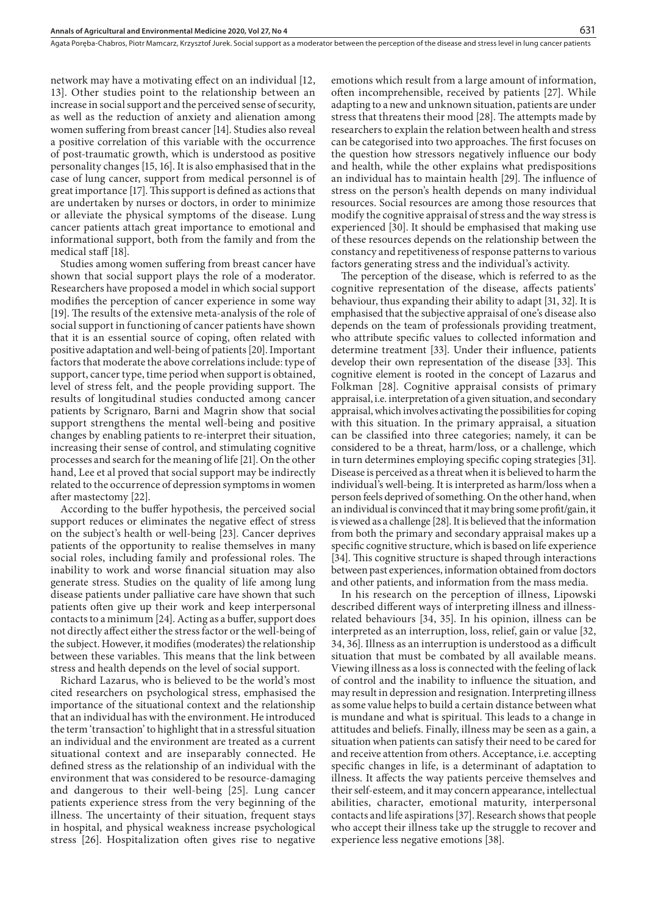network may have a motivating effect on an individual [12, 13]. Other studies point to the relationship between an increase in social support and the perceived sense of security, as well as the reduction of anxiety and alienation among women suffering from breast cancer [14]. Studies also reveal a positive correlation of this variable with the occurrence of post-traumatic growth, which is understood as positive personality changes [15, 16]. It is also emphasised that in the case of lung cancer, support from medical personnel is of great importance [17]. This support is defined as actions that are undertaken by nurses or doctors, in order to minimize or alleviate the physical symptoms of the disease. Lung cancer patients attach great importance to emotional and informational support, both from the family and from the medical staff [18].

Studies among women suffering from breast cancer have shown that social support plays the role of a moderator. Researchers have proposed a model in which social support modifies the perception of cancer experience in some way [19]. The results of the extensive meta-analysis of the role of social support in functioning of cancer patients have shown that it is an essential source of coping, often related with positive adaptation and well-being of patients [20]. Important factors that moderate the above correlations include: type of support, cancer type, time period when support is obtained, level of stress felt, and the people providing support. The results of longitudinal studies conducted among cancer patients by Scrignaro, Barni and Magrin show that social support strengthens the mental well-being and positive changes by enabling patients to re-interpret their situation, increasing their sense of control, and stimulating cognitive processes and search for the meaning of life [21]. On the other hand, Lee et al proved that social support may be indirectly related to the occurrence of depression symptoms in women after mastectomy [22].

According to the buffer hypothesis, the perceived social support reduces or eliminates the negative effect of stress on the subject's health or well-being [23]. Cancer deprives patients of the opportunity to realise themselves in many social roles, including family and professional roles. The inability to work and worse financial situation may also generate stress. Studies on the quality of life among lung disease patients under palliative care have shown that such patients often give up their work and keep interpersonal contacts to a minimum [24]. Acting as a buffer, support does not directly affect either the stress factor or the well-being of the subject. However, it modifies (moderates) the relationship between these variables. This means that the link between stress and health depends on the level of social support.

Richard Lazarus, who is believed to be the world's most cited researchers on psychological stress, emphasised the importance of the situational context and the relationship that an individual has with the environment. He introduced the term 'transaction' to highlight that in a stressful situation an individual and the environment are treated as a current situational context and are inseparably connected. He defined stress as the relationship of an individual with the environment that was considered to be resource-damaging and dangerous to their well-being [25]. Lung cancer patients experience stress from the very beginning of the illness. The uncertainty of their situation, frequent stays in hospital, and physical weakness increase psychological stress [26]. Hospitalization often gives rise to negative emotions which result from a large amount of information, often incomprehensible, received by patients [27]. While adapting to a new and unknown situation, patients are under stress that threatens their mood [28]. The attempts made by researchers to explain the relation between health and stress can be categorised into two approaches. The first focuses on the question how stressors negatively influence our body and health, while the other explains what predispositions an individual has to maintain health [29]. The influence of stress on the person's health depends on many individual resources. Social resources are among those resources that modify the cognitive appraisal of stress and the way stress is experienced [30]. It should be emphasised that making use of these resources depends on the relationship between the constancy and repetitiveness of response patterns to various factors generating stress and the individual's activity.

The perception of the disease, which is referred to as the cognitive representation of the disease, affects patients' behaviour, thus expanding their ability to adapt [31, 32]. It is emphasised that the subjective appraisal of one's disease also depends on the team of professionals providing treatment, who attribute specific values to collected information and determine treatment [33]. Under their influence, patients develop their own representation of the disease [33]. This cognitive element is rooted in the concept of Lazarus and Folkman [28]. Cognitive appraisal consists of primary appraisal, i.e. interpretation of a given situation, and secondary appraisal, which involves activating the possibilities for coping with this situation. In the primary appraisal, a situation can be classified into three categories; namely, it can be considered to be a threat, harm/loss, or a challenge, which in turn determines employing specific coping strategies [31]. Disease is perceived as a threat when it is believed to harm the individual's well-being. It is interpreted as harm/loss when a person feels deprived of something. On the other hand, when an individual is convinced that it may bring some profit/gain, it is viewed as a challenge [28]. It is believed that the information from both the primary and secondary appraisal makes up a specific cognitive structure, which is based on life experience [34]. This cognitive structure is shaped through interactions between past experiences, information obtained from doctors and other patients, and information from the mass media.

In his research on the perception of illness, Lipowski described different ways of interpreting illness and illness-related behaviours [34, 35]. In his opinion, illness can be interpreted as an interruption, loss, relief, gain or value [32, 34, 36]. Illness as an interruption is understood as a difficult situation that must be combated by all available means. Viewing illness as a loss is connected with the feeling of lack of control and the inability to influence the situation, and may result in depression and resignation. Interpreting illness as some value helps to build a certain distance between what is mundane and what is spiritual. This leads to a change in attitudes and beliefs. Finally, illness may be seen as a gain, a situation when patients can satisfy their need to be cared for and receive attention from others. Acceptance, i.e. accepting specific changes in life, is a determinant of adaptation to illness. It affects the way patients perceive themselves and their self-esteem, and it may concern appearance, intellectual abilities, character, emotional maturity, interpersonal contacts and life aspirations [37]. Research shows that people who accept their illness take up the struggle to recover and experience less negative emotions [38].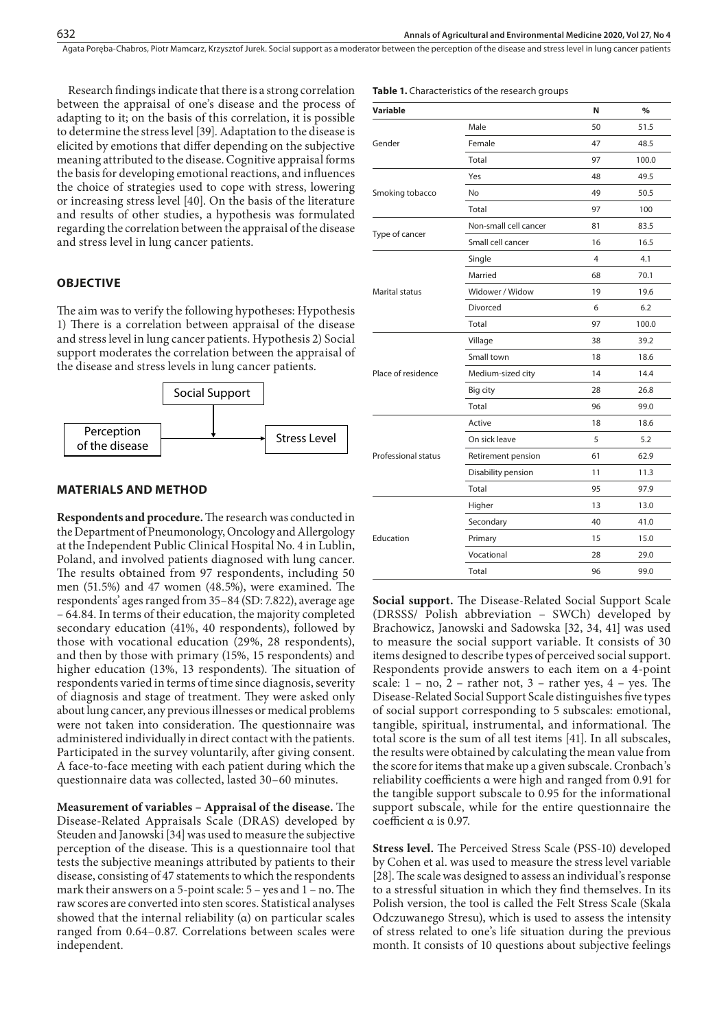Research findings indicate that there is a strong correlation between the appraisal of one's disease and the process of adapting to it; on the basis of this correlation, it is possible to determine the stress level [39]. Adaptation to the disease is elicited by emotions that differ depending on the subjective meaning attributed to the disease. Cognitive appraisal forms the basis for developing emotional reactions, and influences the choice of strategies used to cope with stress, lowering or increasing stress level [40]. On the basis of the literature and results of other studies, a hypothesis was formulated regarding the correlation between the appraisal of the disease and stress level in lung cancer patients.

## OBJECTIVE

The aim was to verify the following hypotheses: Hypothesis 1) There is a correlation between appraisal of the disease and stress level in lung cancer patients. Hypothesis 2) Social support moderates the correlation between the appraisal of the disease and stress levels in lung cancer patients.

Social Support

Perception of the disease → Stress Level

## MATERIALS AND METHOD

**Respondents and procedure.** The research was conducted in the Department of Pneumonology, Oncology and Allergology at the Independent Public Clinical Hospital No. 4 in Lublin, Poland, and involved patients diagnosed with lung cancer. The results obtained from 97 respondents, including 50 men (51.5%) and 47 women (48.5%), were examined. The respondents' ages ranged from 35–84 (SD: 7.822), average age – 64.84. In terms of their education, the majority completed secondary education (41%, 40 respondents), followed by those with vocational education (29%, 28 respondents), and then by those with primary (15%, 15 respondents) and higher education (13%, 13 respondents). The situation of respondents varied in terms of time since diagnosis, severity of diagnosis and stage of treatment. They were asked only about lung cancer, any previous illnesses or medical problems were not taken into consideration. The questionnaire was administered individually in direct contact with the patients. Participated in the survey voluntarily, after giving consent. A face-to-face meeting with each patient during which the questionnaire data was collected, lasted 30–60 minutes.

**Measurement of variables – Appraisal of the disease.** The Disease-Related Appraisals Scale (DRAS) developed by Steuden and Janowski [34] was used to measure the subjective perception of the disease. This is a questionnaire tool that tests the subjective meanings attributed by patients to their disease, consisting of 47 statements to which the respondents mark their answers on a 5-point scale: 5 – yes and 1 – no. The raw scores are converted into sten scores. Statistical analyses showed that the internal reliability (α) on particular scales ranged from 0.64–0.87. Correlations between scales were independent.

**Table 1.** Characteristics of the research groups

| Variable | | N | % |
|---|---|---|---|
| Gender | Male | 50 | 51.5 |
| | Female | 47 | 48.5 |
| | Total | 97 | 100.0 |
| Smoking tobacco | Yes | 48 | 49.5 |
| | No | 49 | 50.5 |
| | Total | 97 | 100 |
| Type of cancer | Non-small cell cancer | 81 | 83.5 |
| | Small cell cancer | 16 | 16.5 |
| Marital status | Single | 4 | 4.1 |
| | Married | 68 | 70.1 |
| | Widower / Widow | 19 | 19.6 |
| | Divorced | 6 | 6.2 |
| | Total | 97 | 100.0 |
| Place of residence | Village | 38 | 39.2 |
| | Small town | 18 | 18.6 |
| | Medium-sized city | 14 | 14.4 |
| | Big city | 28 | 26.8 |
| | Total | 96 | 99.0 |
| Professional status | Active | 18 | 18.6 |
| | On sick leave | 5 | 5.2 |
| | Retirement pension | 61 | 62.9 |
| | Disability pension | 11 | 11.3 |
| | Total | 95 | 97.9 |
| Education | Higher | 13 | 13.0 |
| | Secondary | 40 | 41.0 |
| | Primary | 15 | 15.0 |
| | Vocational | 28 | 29.0 |
| | Total | 96 | 99.0 |

**Social support.** The Disease-Related Social Support Scale (DRSSS/ Polish abbreviation – SWCh) developed by Brachowicz, Janowski and Sadowska [32, 34, 41] was used to measure the social support variable. It consists of 30 items designed to describe types of perceived social support. Respondents provide answers to each item on a 4-point scale: 1 – no, 2 – rather not, 3 – rather yes, 4 – yes. The Disease-Related Social Support Scale distinguishes five types of social support corresponding to 5 subscales: emotional, tangible, spiritual, instrumental, and informational. The total score is the sum of all test items [41]. In all subscales, the results were obtained by calculating the mean value from the score for items that make up a given subscale. Cronbach's reliability coefficients α were high and ranged from 0.91 for the tangible support subscale to 0.95 for the informational support subscale, while for the entire questionnaire the coefficient α is 0.97.

**Stress level.** The Perceived Stress Scale (PSS-10) developed by Cohen et al. was used to measure the stress level variable [28]. The scale was designed to assess an individual's response to a stressful situation in which they find themselves. In its Polish version, the tool is called the Felt Stress Scale (Skala Odczuwanego Stresu), which is used to assess the intensity of stress related to one's life situation during the previous month. It consists of 10 questions about subjective feelings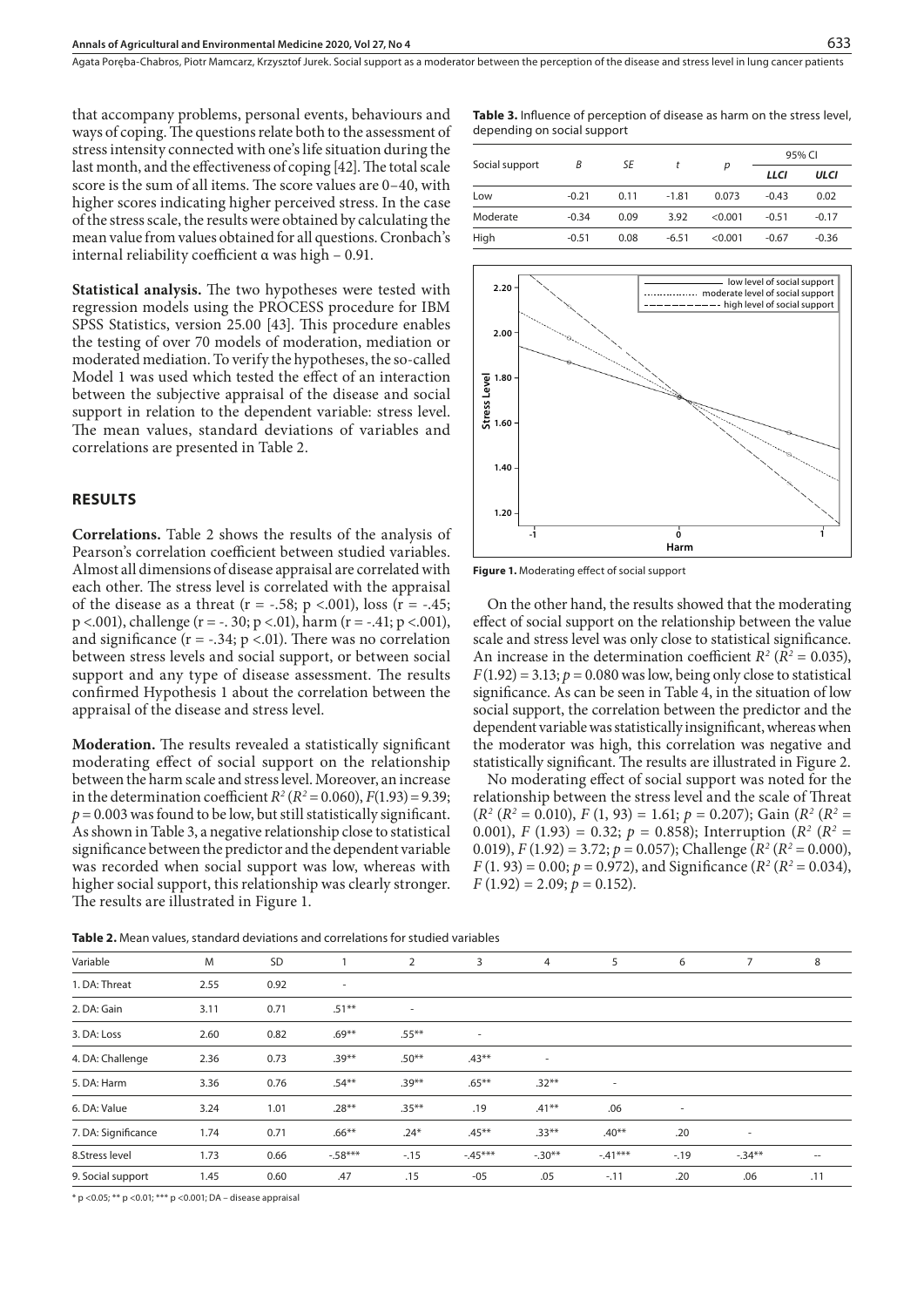that accompany problems, personal events, behaviours and ways of coping. The questions relate both to the assessment of stress intensity connected with one's life situation during the last month, and the effectiveness of coping [42]. The total scale score is the sum of all items. The score values are 0–40, with higher scores indicating higher perceived stress. In the case of the stress scale, the results were obtained by calculating the mean value from values obtained for all questions. Cronbach's internal reliability coefficient α was high – 0.91.

**Statistical analysis.** The two hypotheses were tested with regression models using the PROCESS procedure for IBM SPSS Statistics, version 25.00 [43]. This procedure enables the testing of over 70 models of moderation, mediation or moderated mediation. To verify the hypotheses, the so-called Model 1 was used which tested the effect of an interaction between the subjective appraisal of the disease and social support in relation to the dependent variable: stress level. The mean values, standard deviations of variables and correlations are presented in Table 2.

## RESULTS

**Correlations.** Table 2 shows the results of the analysis of Pearson's correlation coefficient between studied variables. Almost all dimensions of disease appraisal are correlated with each other. The stress level is correlated with the appraisal of the disease as a threat (r = -.58; p <.001), loss (r = -.45; p <.001), challenge (r = -. 30; p <.01), harm (r = -.41; p <.001), and significance (r = -.34; p <.01). There was no correlation between stress levels and social support, or between social support and any type of disease assessment. The results confirmed Hypothesis 1 about the correlation between the appraisal of the disease and stress level.

**Moderation.** The results revealed a statistically significant moderating effect of social support on the relationship between the harm scale and stress level. Moreover, an increase in the determination coefficient $R^2$ ($R^2 = 0.060$), $F(1.93) = 9.39$; $p = 0.003$ was found to be low, but still statistically significant. As shown in Table 3, a negative relationship close to statistical significance between the predictor and the dependent variable was recorded when social support was low, whereas with higher social support, this relationship was clearly stronger. The results are illustrated in Figure 1.

**Table 3.** Influence of perception of disease as harm on the stress level, depending on social support

| Social support | B | SE | t | p | 95% CI | |
|---|---|---|---|---|---|---|
| | | | | | LLCI | ULCI |
| Low | -0.21 | 0.11 | -1.81 | 0.073 | -0.43 | 0.02 |
| Moderate | -0.34 | 0.09 | 3.92 | <0.001 | -0.51 | -0.17 |
| High | -0.51 | 0.08 | -6.51 | <0.001 | -0.67 | -0.36 |

**Figure 1.** Moderating effect of social support

On the other hand, the results showed that the moderating effect of social support on the relationship between the value scale and stress level was only close to statistical significance. An increase in the determination coefficient $R^2$ ($R^2 = 0.035$), $F(1.92) = 3.13$; $p = 0.080$ was low, being only close to statistical significance. As can be seen in Table 4, in the situation of low social support, the correlation between the predictor and the dependent variable was statistically insignificant, whereas when the moderator was high, this correlation was negative and statistically significant. The results are illustrated in Figure 2.

No moderating effect of social support was noted for the relationship between the stress level and the scale of Threat ($R^2$ ($R^2 = 0.010$), $F$ (1, 93) = 1.61; $p = 0.207$); Gain ($R^2$ ($R^2 = 0.001$), $F$ (1.93) = 0.32; $p = 0.858$); Interruption ($R^2$ ($R^2 = 0.019$), $F$ (1.92) = 3.72; $p = 0.057$); Challenge ($R^2$ ($R^2 = 0.000$), $F$ (1. 93) = 0.00; $p = 0.972$), and Significance ($R^2$ ($R^2 = 0.034$), $F$ (1.92) = 2.09; $p = 0.152$).

**Table 2.** Mean values, standard deviations and correlations for studied variables

| Variable | M | SD | 1 | 2 | 3 | 4 | 5 | 6 | 7 | 8 |
|---|---|---|---|---|---|---|---|---|---|---|
| 1. DA: Threat | 2.55 | 0.92 | - | | | | | | | |
| 2. DA: Gain | 3.11 | 0.71 | .51** | - | | | | | | |
| 3. DA: Loss | 2.60 | 0.82 | .69** | .55** | - | | | | | |
| 4. DA: Challenge | 2.36 | 0.73 | .39** | .50** | .43** | - | | | | |
| 5. DA: Harm | 3.36 | 0.76 | .54** | .39** | .65** | .32** | - | | | |
| 6. DA: Value | 3.24 | 1.01 | .28** | .35** | .19 | .41** | .06 | - | | |
| 7. DA: Significance | 1.74 | 0.71 | .66** | .24* | .45** | .33** | .40** | .20 | - | |
| 8.Stress level | 1.73 | 0.66 | -.58*** | -.15 | -.45*** | -.30** | -.41*** | -.19 | -.34** | -- |
| 9. Social support | 1.45 | 0.60 | .47 | .15 | -05 | .05 | -.11 | .20 | .06 | .11 |

* p <0.05; ** p <0.01; *** p <0.001; DA – disease appraisal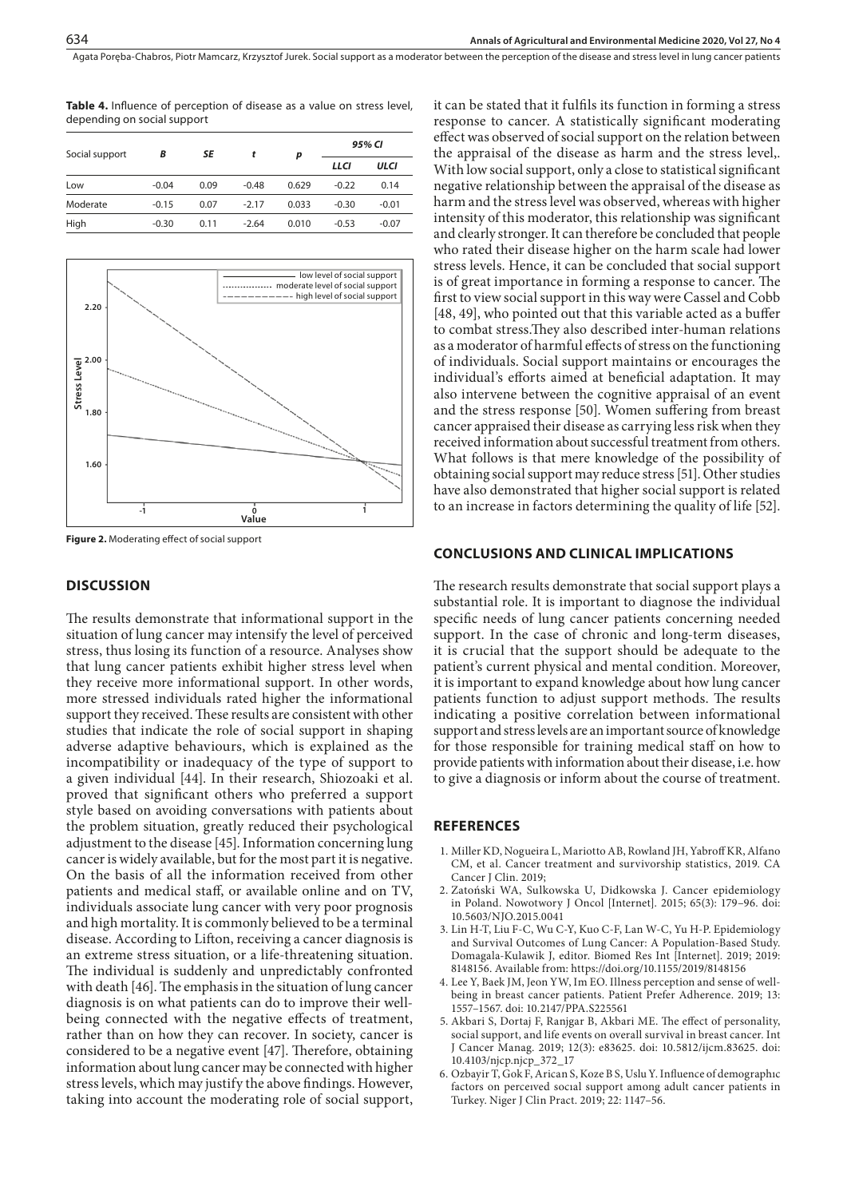**Table 4.** Influence of perception of disease as a value on stress level, depending on social support

| Social support | B | SE | t | p | 95% CI | |
|---|---|---|---|---|---|---|
| | | | | | LLCI | ULCI |
| Low | -0.04 | 0.09 | -0.48 | 0.629 | -0.22 | 0.14 |
| Moderate | -0.15 | 0.07 | -2.17 | 0.033 | -0.30 | -0.01 |
| High | -0.30 | 0.11 | -2.64 | 0.010 | -0.53 | -0.07 |

**Figure 2.** Moderating effect of social support

## DISCUSSION

The results demonstrate that informational support in the situation of lung cancer may intensify the level of perceived stress, thus losing its function of a resource. Analyses show that lung cancer patients exhibit higher stress level when they receive more informational support. In other words, more stressed individuals rated higher the informational support they received. These results are consistent with other studies that indicate the role of social support in shaping adverse adaptive behaviours, which is explained as the incompatibility or inadequacy of the type of support to a given individual [44]. In their research, Shiozoaki et al. proved that significant others who preferred a support style based on avoiding conversations with patients about the problem situation, greatly reduced their psychological adjustment to the disease [45]. Information concerning lung cancer is widely available, but for the most part it is negative. On the basis of all the information received from other patients and medical staff, or available online and on TV, individuals associate lung cancer with very poor prognosis and high mortality. It is commonly believed to be a terminal disease. According to Lifton, receiving a cancer diagnosis is an extreme stress situation, or a life-threatening situation. The individual is suddenly and unpredictably confronted with death [46]. The emphasis in the situation of lung cancer diagnosis is on what patients can do to improve their well-being connected with the negative effects of treatment, rather than on how they can recover. In society, cancer is considered to be a negative event [47]. Therefore, obtaining information about lung cancer may be connected with higher stress levels, which may justify the above findings. However, taking into account the moderating role of social support, it can be stated that it fulfils its function in forming a stress response to cancer. A statistically significant moderating effect was observed of social support on the relation between the appraisal of the disease as harm and the stress level,. With low social support, only a close to statistical significant negative relationship between the appraisal of the disease as harm and the stress level was observed, whereas with higher intensity of this moderator, this relationship was significant and clearly stronger. It can therefore be concluded that people who rated their disease higher on the harm scale had lower stress levels. Hence, it can be concluded that social support is of great importance in forming a response to cancer. The first to view social support in this way were Cassel and Cobb [48, 49], who pointed out that this variable acted as a buffer to combat stress.They also described inter-human relations as a moderator of harmful effects of stress on the functioning of individuals. Social support maintains or encourages the individual's efforts aimed at beneficial adaptation. It may also intervene between the cognitive appraisal of an event and the stress response [50]. Women suffering from breast cancer appraised their disease as carrying less risk when they received information about successful treatment from others. What follows is that mere knowledge of the possibility of obtaining social support may reduce stress [51]. Other studies have also demonstrated that higher social support is related to an increase in factors determining the quality of life [52].

## CONCLUSIONS AND CLINICAL IMPLICATIONS

The research results demonstrate that social support plays a substantial role. It is important to diagnose the individual specific needs of lung cancer patients concerning needed support. In the case of chronic and long-term diseases, it is crucial that the support should be adequate to the patient's current physical and mental condition. Moreover, it is important to expand knowledge about how lung cancer patients function to adjust support methods. The results indicating a positive correlation between informational support and stress levels are an important source of knowledge for those responsible for training medical staff on how to provide patients with information about their disease, i.e. how to give a diagnosis or inform about the course of treatment.

## REFERENCES

1. Miller KD, Nogueira L, Mariotto AB, Rowland JH, Yabroff KR, Alfano CM, et al. Cancer treatment and survivorship statistics, 2019. CA Cancer J Clin. 2019;
2. Zatoński WA, Sulkowska U, Didkowska J. Cancer epidemiology in Poland. Nowotwory J Oncol [Internet]. 2015; 65(3): 179–96. doi: 10.5603/NJO.2015.0041
3. Lin H-T, Liu F-C, Wu C-Y, Kuo C-F, Lan W-C, Yu H-P. Epidemiology and Survival Outcomes of Lung Cancer: A Population-Based Study. Domagala-Kulawik J, editor. Biomed Res Int [Internet]. 2019; 2019: 8148156. Available from: https://doi.org/10.1155/2019/8148156
4. Lee Y, Baek JM, Jeon YW, Im EO. Illness perception and sense of well-being in breast cancer patients. Patient Prefer Adherence. 2019; 13: 1557–1567. doi: 10.2147/PPA.S225561
5. Akbari S, Dortaj F, Ranjgar B, Akbari ME. The effect of personality, social support, and life events on overall survival in breast cancer. Int J Cancer Manag. 2019; 12(3): e83625. doi: 10.5812/ijcm.83625. doi: 10.4103/njcp.njcp_372_17
6. Ozbayir T, Gok F, Arican S, Koze B S, Uslu Y. Influence of demographıc factors on perceıved socıal support among adult cancer patients in Turkey. Niger J Clin Pract. 2019; 22: 1147–56.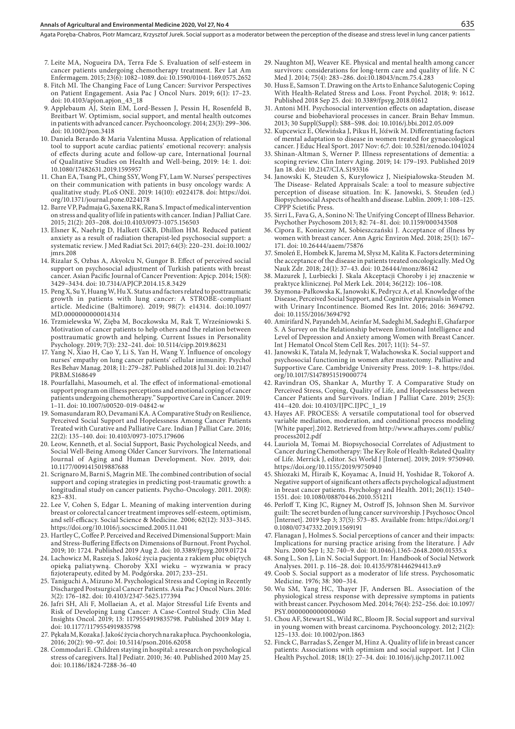7. Leite MA, Nogueira DA, Terra Fde S. Evaluation of self-esteem in cancer patients undergoing chemotherapy treatment. Rev Lat Am Enfermagem. 2015; 23(6): 1082–1089. doi: 10.1590/0104-1169.0575.2652
8. Fitch MI. The Changing Face of Lung Cancer: Survivor Perspectives on Patient Engagement. Asia Pac J Oncol Nurs. 2019; 6(1): 17–23. doi: 10.4103/apjon.apjon_43_18
9. Applebaum AJ, Stein EM, Lord-Bessen J, Pessin H, Rosenfeld B, Breitbart W. Optimism, social support, and mental health outcomes in patients with advanced cancer. Psychooncology. 2014; 23(3): 299–306. doi: 10.1002/pon.3418
10. Daniela Berardo & Maria Valentina Mussa. Application of relational tool to support acute cardiac patients' emotional recovery: analysis of effects during acute and follow-up care, International Journal of Qualitative Studies on Health and Well-being, 2019: 14: 1. doi: 10.1080/17482631.2019.1595957
11. Chan EA, Tsang PL, Ching SSY, Wong FY, Lam W. Nurses' perspectives on their communication with patients in busy oncology wards: A qualitative study. PLoS ONE. 2019: 14(10): e0224178. doi: https://doi.org/10.1371/journal.pone.0224178
12. Barre VP, Padmaja G, Saxena RK, Rana S. Impact of medical intervention on stress and quality of life in patients with cancer. Indian J Palliat Care. 2015; 21(2): 203–208. doi:10.4103/0973-1075.156503
13. Elsner K, Naehrig D, Halkett GKB, Dhillon HM. Reduced patient anxiety as a result of radiation therapist-led psychosocial support: a systematic review. J Med Radiat Sci. 2017; 64(3): 220–231. doi:10.1002/jmrs.208
14. Rizalar S, Ozbas A, Akyolcu N, Gungor B. Effect of perceived social support on psychosocial adjustment of Turkish patients with breast cancer. Asian Pacific Journal of Cancer Prevention: Apjcp. 2014; 15(8): 3429–3434. doi: 10.7314/APJCP.2014.15.8.3429
15. Peng X, Su Y, Huang W, Hu X. Status and factors related to posttraumatic growth in patients with lung cancer: A STROBE-compliant article. Medicine (Baltimore). 2019; 98(7): e14314. doi:10.1097/MD.0000000000014314
16. Trzmielewska W, Zięba M, Boczkowska M, Rak T, Wrześniowski S. Motivation of cancer patients to help others and the relation between posttraumatic growth and helping. Current Issues in Personality Psychology. 2019; 7(3): 232–241. doi: 10.5114/cipp.2019.86231
17. Yang N, Xiao H, Cao Y, Li S, Yan H, Wang Y. Influence of oncology nurses' empathy on lung cancer patients' cellular immunity. Psychol Res Behav Manag. 2018; 11: 279–287. Published 2018 Jul 31. doi: 10.2147/PRBM.S168649
18. Pourfallahi, Masoumeh, et al. The effect of informational-emotional support program on illness perceptions and emotional coping of cancer patients undergoing chemotherapy." Supportive Care in Cancer. 2019: 1–11. doi: 10.1007/s00520-019-04842-w
19. Somasundaram RO, Devamani KA. A Comparative Study on Resilience, Perceived Social Support and Hopelessness Among Cancer Patients Treated with Curative and Palliative Care. Indian J Palliat Care. 2016; 22(2): 135–140. doi: 10.4103/0973-1075.179606
20. Leow, Kenneth, et al. Social Support, Basic Psychological Needs, and Social Well-Being Among Older Cancer Survivors. The International Journal of Aging and Human Development. Nov. 2019, doi: 10.1177/0091415019887688
21. Scrignaro M, Barni S, Magrin ME. The combined contribution of social support and coping strategies in predicting post-traumatic growth: a longitudinal study on cancer patients. Psycho-Oncology. 2011. 20(8): 823–831.
22. Lee V, Cohen S, Edgar L. Meaning of making intervention during breast or colorectal cancer treatment improves self-esteem, optimism, and self-efficacy. Social Science & Medicine. 2006; 62(12): 3133–3145. https://doi.org/10.1016/j.socscimed.2005.11.041
23. Hartley C, Coffee P. Perceived and Received Dimensional Support: Main and Stress-Buffering Effects on Dimensions of Burnout. Front Psychol. 2019; 10: 1724. Published 2019 Aug 2. doi: 10.3389/fpsyg.2019.01724
24. Lachowicz M, Raszeja S. Jakość życia pacjenta z rakiem płuc objętych opieką paliatywną. Choroby XXI wieku – wyzwania w pracy fizjoterapeuty, edited by M. Podgórska. 2017; 233–251.
25. Taniguchi A, Mizuno M. Psychological Stress and Coping in Recently Discharged Postsurgical Cancer Patients. Asia Pac J Oncol Nurs. 2016: 3(2): 176–182. doi: 10.4103/2347-5625.177394
26. Jafri SH, Ali F, Mollaeian A, et al. Major Stressful Life Events and Risk of Developing Lung Cancer: A Case-Control Study. Clin Med Insights Oncol. 2019; 13: 1179554919835798. Published 2019 May 1. doi: 10.1177/1179554919835798
27. Pękała M, Kozaka J. Jakość życia chorych na raka płuca. Psychoonkologia, 2016; 20(2): 90–97. doi: 10.5114/pson.2016.62058
28. Commodari E. Children staying in hospital: a research on psychological stress of caregivers. Ital J Pediatr. 2010; 36: 40. Published 2010 May 25. doi: 10.1186/1824-7288-36-40
29. Naughton MJ, Weaver KE. Physical and mental health among cancer survivors: considerations for long-term care and quality of life. N C Med J. 2014; 75(4): 283–286. doi:10.18043/ncm.75.4.283
30. Huss E, Samson T. Drawing on the Arts to Enhance Salutogenic Coping With Health-Related Stress and Loss. Front Psychol. 2018; 9: 1612. Published 2018 Sep 25. doi: 10.3389/fpsyg.2018.01612
31. Antoni MH. Psychosocial intervention effects on adaptation, disease course and biobehavioral processes in cancer. Brain Behav Immun. 2013; 30 Suppl(Suppl): S88–S98. doi: 10.1016/j.bbi.2012.05.009
32. Kupcewicz E, Olewińska J, Pikus H, Jóźwik M. Differentiating factors of mental adaptation to disease in women treated for gynaecological cancer. J Educ Heal Sport. 2017 Nov: 6;7. doi: 10.5281/zenodo.1041024
33. Shinan-Altman S, Werner P. Illness representations of dementia: a scoping review. Clin Interv Aging. 2019; 14: 179–193. Published 2019 Jan 18. doi: 10.2147/CIA.S193316
34. Janowski K, Steuden S, Kuryłowicz J, Nieśpiałowska-Steuden M. The Disease- Related Appraisals Scale: a tool to measure subjective perception of disease situation. In: K. Janowski, S. Steuden (ed.) Biopsychosocial Aspects of health and disease. Lublin. 2009; 1: 108–125. CPPP Scietific Press.
35. Sirri L, Fava G, A, Sonino N: The Unifying Concept of Illness Behavior. Psychother Psychosom 2013; 82: 74–81. doi: 10.1159/000343508
36. Cipora E, Konieczny M, Sobieszczański J. Acceptance of illness by women with breast cancer. Ann Agric Environ Med. 2018; 25(1): 167–171. doi: 10.26444/aaem/75876
37. Smoleń E, Hombek K, Jarema M, Słysz M, Kalita K. Factors determining the acceptance of the disease in patients treated oncologically. Med Og Nauk Zdr. 2018; 24(1): 37–43. doi: 10.26444/monz/86142
38. Mazurek J, Lurbiecki J. Skala Akceptacji Choroby i jej znaczenie w praktyce klinicznej. Pol Merk Lek. 2014; 36(212): 106–108.
39. Szymona-Pałkowska K, Janowski K, Pedrycz A, et al. Knowledge of the Disease, Perceived Social Support, and Cognitive Appraisals in Women with Urinary Incontinence. Biomed Res Int. 2016; 2016: 3694792. doi: 10.1155/2016/3694792
40. Amirifard N, Payandeh M, Aeinfar M, Sadeghi M, Sadeghi E, Ghafarpor S. A Survey on the Relationship between Emotional Intelligence and Level of Depression and Anxiety among Women with Breast Cancer. Int J Hematol Oncol Stem Cell Res. 2017; 11(1): 54–57.
41. Janowski K, Tatala M, Jedynak T, Wałachowska K. Social support and psychosocial functioning in women after mastectomy. Palliative and Supportive Care. Cambridge University Press. 2019: 1–8. https://doi.org/10.1017/S1478951519000774
42. Ravindran OS, Shankar A, Murthy T. A Comparative Study on Perceived Stress, Coping, Quality of Life, and Hopelessness between Cancer Patients and Survivors. Indian J Palliat Care. 2019; 25(3): 414–420. doi: 10.4103/IJPC.IJPC_1_19
43. Hayes AF. PROCESS: A versatile computational tool for observed variable mediation, moderation, and conditional process modeling [White paper].2012. Retrieved from http://www.afhayes.com/ public/process2012.pdf
44. Lauriola M, Tomai M. Biopsychosocial Correlates of Adjustment to Cancer during Chemotherapy: The Key Role of Health-Related Quality of Life. Merrick J, editor. Sci World J [Internet]. 2019; 2019: 9750940. https://doi.org/10.1155/2019/9750940
45. Shiozaki M, Hiraib K, Koyamac A, Inuid H, Yoshidae R, Tokorof A. Negative support of significant others affects psychological adjustment in breast cancer patients. Psychology and Health. 2011; 26(11): 1540–1551. doi: 10.1080/08870446.2010.551211
46. Perloff T, King JC, Rigney M, Ostroff JS, Johnson Shen M. Survivor guilt: The secret burden of lung cancer survivorship. J Psychosoc Oncol [Internet]. 2019 Sep 3; 37(5): 573–85. Available from: https://doi.org/10.1080/07347332.2019.1569191
47. Flanagan J, Holmes S. Social perceptions of cancer and their impacts: Implications for nursing practice arising from the literature. J Adv Nurs. 2000 Sep 1; 32: 740–9. doi: 10.1046/j.1365-2648.2000.01535.x
48. Song L, Son J, Lin N. Social Support. In: Handbook of Social Network Analyses. 2011. p. 116–28. doi: 10.4135/9781446294413.n9
49. Coob S. Social support as a moderator of life stress. Psychosomatic Medicine. 1976; 38: 300–314.
50. Wu SM, Yang HC, Thayer JF, Andersen BL. Association of the physiological stress response with depressive symptoms in patients with breast cancer. Psychosom Med. 2014; 76(4): 252–256. doi: 10.1097/PSY.0000000000000060
51. Chou AF, Stewart SL, Wild RC, Bloom JR. Social support and survival in young women with breast carcinoma. Psychooncology. 2012; 21(2): 125–133. doi: 10.1002/pon.1863
52. Finck C, Barradas S, Zenger M, Hinz A. Quality of life in breast cancer patients: Associations with optimism and social support. Int J Clin Health Psychol. 2018; 18(1): 27–34. doi: 10.1016/j.ijchp.2017.11.002